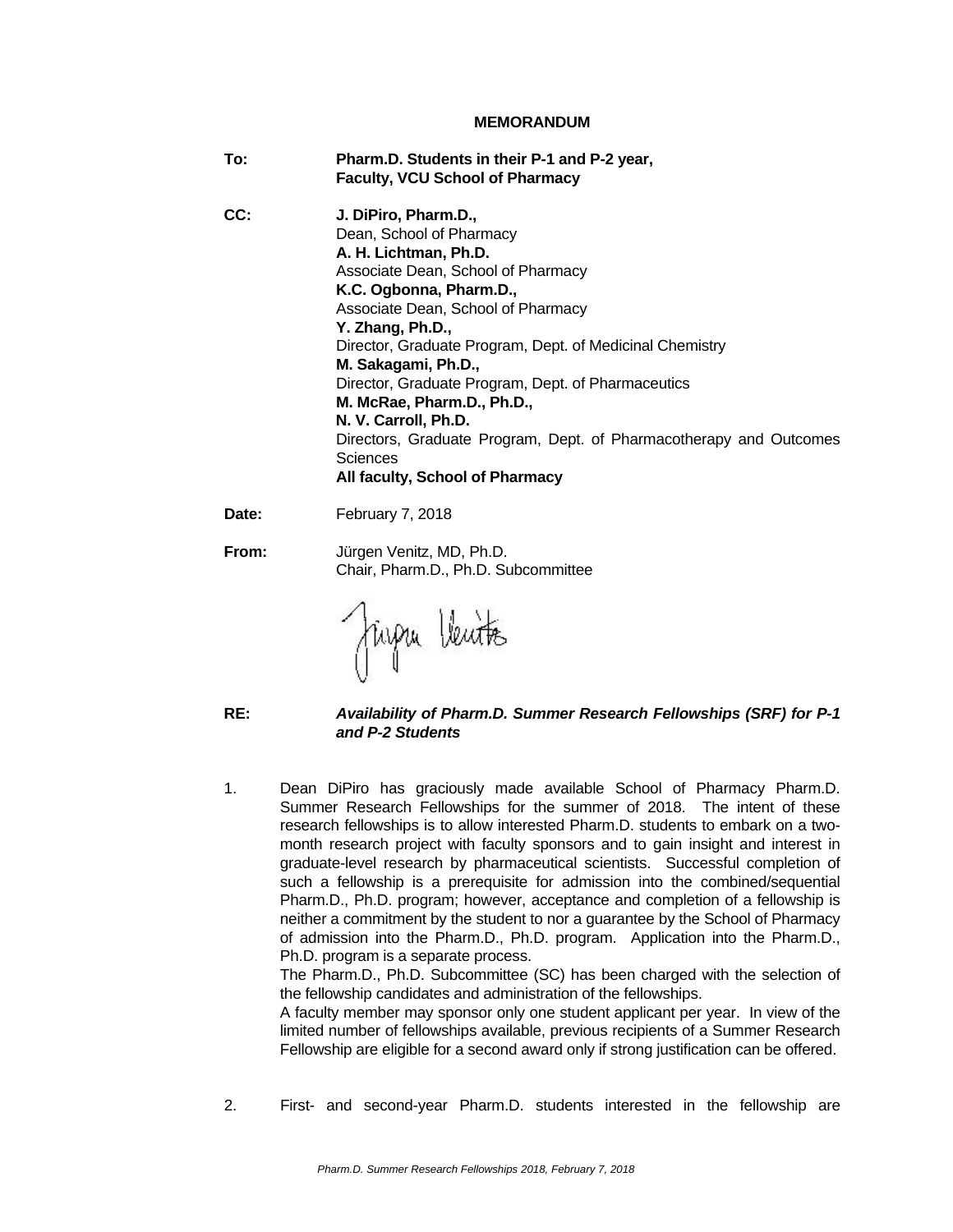**MEMORANDUM**

**To:** **Pharm.D. Students in their P-1 and P-2 year,**
**Faculty, VCU School of Pharmacy**

**CC:** **J. DiPiro, Pharm.D.,**
Dean, School of Pharmacy
**A. H. Lichtman, Ph.D.**
Associate Dean, School of Pharmacy
**K.C. Ogbonna, Pharm.D.,**
Associate Dean, School of Pharmacy
**Y. Zhang, Ph.D.,**
Director, Graduate Program, Dept. of Medicinal Chemistry
**M. Sakagami, Ph.D.,**
Director, Graduate Program, Dept. of Pharmaceutics
**M. McRae, Pharm.D., Ph.D.,**
**N. V. Carroll, Ph.D.**
Directors, Graduate Program, Dept. of Pharmacotherapy and Outcomes Sciences
**All faculty, School of Pharmacy**

**Date:** February 7, 2018

**From:** Jürgen Venitz, MD, Ph.D.
Chair, Pharm.D., Ph.D. Subcommittee

**RE:** ***Availability of Pharm.D. Summer Research Fellowships (SRF) for P-1 and P-2 Students***

1. Dean DiPiro has graciously made available School of Pharmacy Pharm.D. Summer Research Fellowships for the summer of 2018. The intent of these research fellowships is to allow interested Pharm.D. students to embark on a two-month research project with faculty sponsors and to gain insight and interest in graduate-level research by pharmaceutical scientists. Successful completion of such a fellowship is a prerequisite for admission into the combined/sequential Pharm.D., Ph.D. program; however, acceptance and completion of a fellowship is neither a commitment by the student to nor a guarantee by the School of Pharmacy of admission into the Pharm.D., Ph.D. program. Application into the Pharm.D., Ph.D. program is a separate process.
   The Pharm.D., Ph.D. Subcommittee (SC) has been charged with the selection of the fellowship candidates and administration of the fellowships.
   A faculty member may sponsor only one student applicant per year. In view of the limited number of fellowships available, previous recipients of a Summer Research Fellowship are eligible for a second award only if strong justification can be offered.

2. First- and second-year Pharm.D. students interested in the fellowship are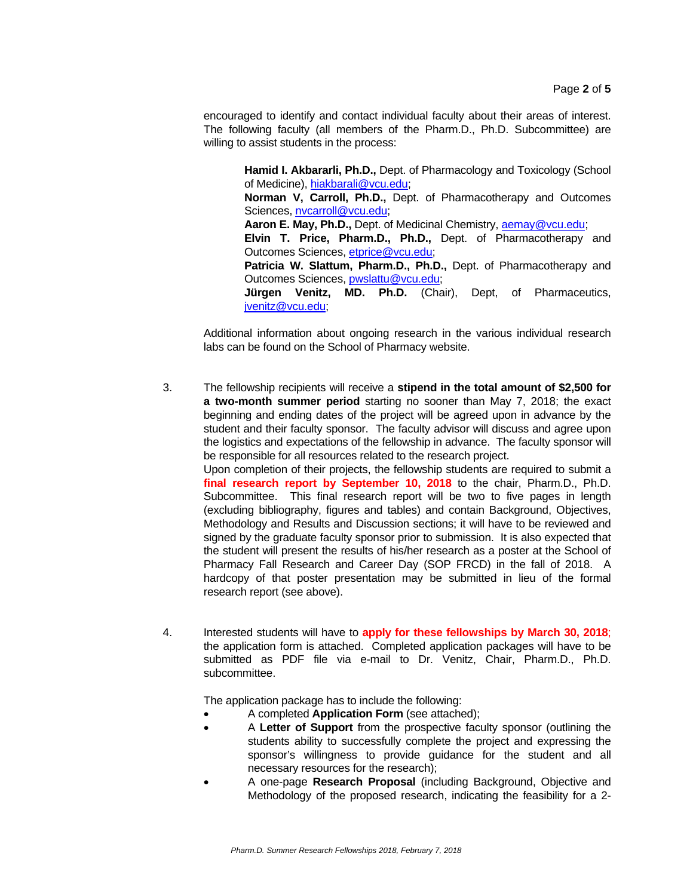encouraged to identify and contact individual faculty about their areas of interest. The following faculty (all members of the Pharm.D., Ph.D. Subcommittee) are willing to assist students in the process:

> **Hamid I. Akbararli, Ph.D.,** Dept. of Pharmacology and Toxicology (School of Medicine), hiakbarali@vcu.edu;
> **Norman V, Carroll, Ph.D.,** Dept. of Pharmacotherapy and Outcomes Sciences, nvcarroll@vcu.edu;
> **Aaron E. May, Ph.D.,** Dept. of Medicinal Chemistry, aemay@vcu.edu;
> **Elvin T. Price, Pharm.D., Ph.D.,** Dept. of Pharmacotherapy and Outcomes Sciences, etprice@vcu.edu;
> **Patricia W. Slattum, Pharm.D., Ph.D.,** Dept. of Pharmacotherapy and Outcomes Sciences, pwslattu@vcu.edu;
> **Jürgen Venitz, MD. Ph.D.** (Chair), Dept, of Pharmaceutics, jvenitz@vcu.edu;

Additional information about ongoing research in the various individual research labs can be found on the School of Pharmacy website.

3. The fellowship recipients will receive a **stipend in the total amount of $2,500 for a two-month summer period** starting no sooner than May 7, 2018; the exact beginning and ending dates of the project will be agreed upon in advance by the student and their faculty sponsor. The faculty advisor will discuss and agree upon the logistics and expectations of the fellowship in advance. The faculty sponsor will be responsible for all resources related to the research project.
   Upon completion of their projects, the fellowship students are required to submit a **final research report by September 10, 2018** to the chair, Pharm.D., Ph.D. Subcommittee. This final research report will be two to five pages in length (excluding bibliography, figures and tables) and contain Background, Objectives, Methodology and Results and Discussion sections; it will have to be reviewed and signed by the graduate faculty sponsor prior to submission. It is also expected that the student will present the results of his/her research as a poster at the School of Pharmacy Fall Research and Career Day (SOP FRCD) in the fall of 2018. A hardcopy of that poster presentation may be submitted in lieu of the formal research report (see above).

4. Interested students will have to **apply for these fellowships by March 30, 2018**; the application form is attached. Completed application packages will have to be submitted as PDF file via e-mail to Dr. Venitz, Chair, Pharm.D., Ph.D. subcommittee.

   The application package has to include the following:
   - A completed **Application Form** (see attached);
   - A **Letter of Support** from the prospective faculty sponsor (outlining the students ability to successfully complete the project and expressing the sponsor's willingness to provide guidance for the student and all necessary resources for the research);
   - A one-page **Research Proposal** (including Background, Objective and Methodology of the proposed research, indicating the feasibility for a 2-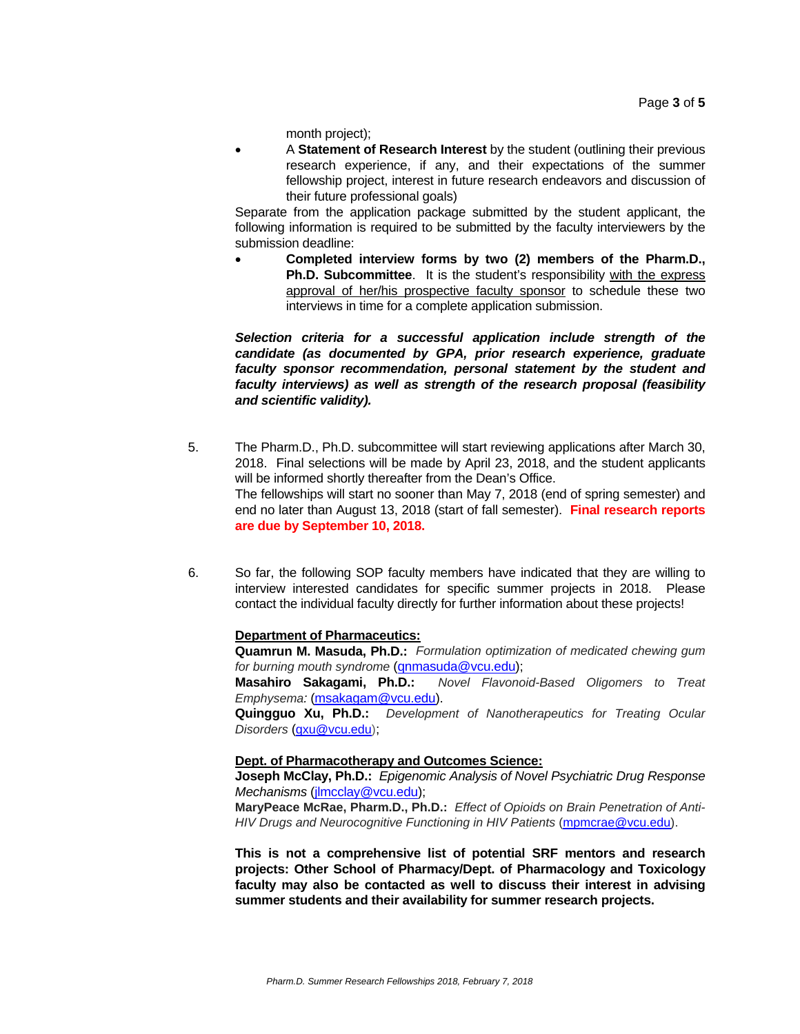month project);

- A **Statement of Research Interest** by the student (outlining their previous research experience, if any, and their expectations of the summer fellowship project, interest in future research endeavors and discussion of their future professional goals)

Separate from the application package submitted by the student applicant, the following information is required to be submitted by the faculty interviewers by the submission deadline:

- **Completed interview forms by two (2) members of the Pharm.D., Ph.D. Subcommittee**. It is the student's responsibility with the express approval of her/his prospective faculty sponsor to schedule these two interviews in time for a complete application submission.

***Selection criteria for a successful application include strength of the candidate (as documented by GPA, prior research experience, graduate faculty sponsor recommendation, personal statement by the student and faculty interviews) as well as strength of the research proposal (feasibility and scientific validity).***

5. The Pharm.D., Ph.D. subcommittee will start reviewing applications after March 30, 2018. Final selections will be made by April 23, 2018, and the student applicants will be informed shortly thereafter from the Dean's Office.
   The fellowships will start no sooner than May 7, 2018 (end of spring semester) and end no later than August 13, 2018 (start of fall semester). **Final research reports are due by September 10, 2018.**

6. So far, the following SOP faculty members have indicated that they are willing to interview interested candidates for specific summer projects in 2018. Please contact the individual faculty directly for further information about these projects!

**Department of Pharmaceutics:**

**Quamrun M. Masuda, Ph.D.:** *Formulation optimization of medicated chewing gum for burning mouth syndrome* (qnmasuda@vcu.edu);
**Masahiro Sakagami, Ph.D.:** *Novel Flavonoid-Based Oligomers to Treat Emphysema:* (msakagam@vcu.edu).
**Quingguo Xu, Ph.D.:** *Development of Nanotherapeutics for Treating Ocular Disorders* (qxu@vcu.edu);

**Dept. of Pharmacotherapy and Outcomes Science:**

**Joseph McClay, Ph.D.:** *Epigenomic Analysis of Novel Psychiatric Drug Response Mechanisms* (jlmcclay@vcu.edu);
**MaryPeace McRae, Pharm.D., Ph.D.:** *Effect of Opioids on Brain Penetration of Anti-HIV Drugs and Neurocognitive Functioning in HIV Patients* (mpmcrae@vcu.edu).

**This is not a comprehensive list of potential SRF mentors and research projects: Other School of Pharmacy/Dept. of Pharmacology and Toxicology faculty may also be contacted as well to discuss their interest in advising summer students and their availability for summer research projects.**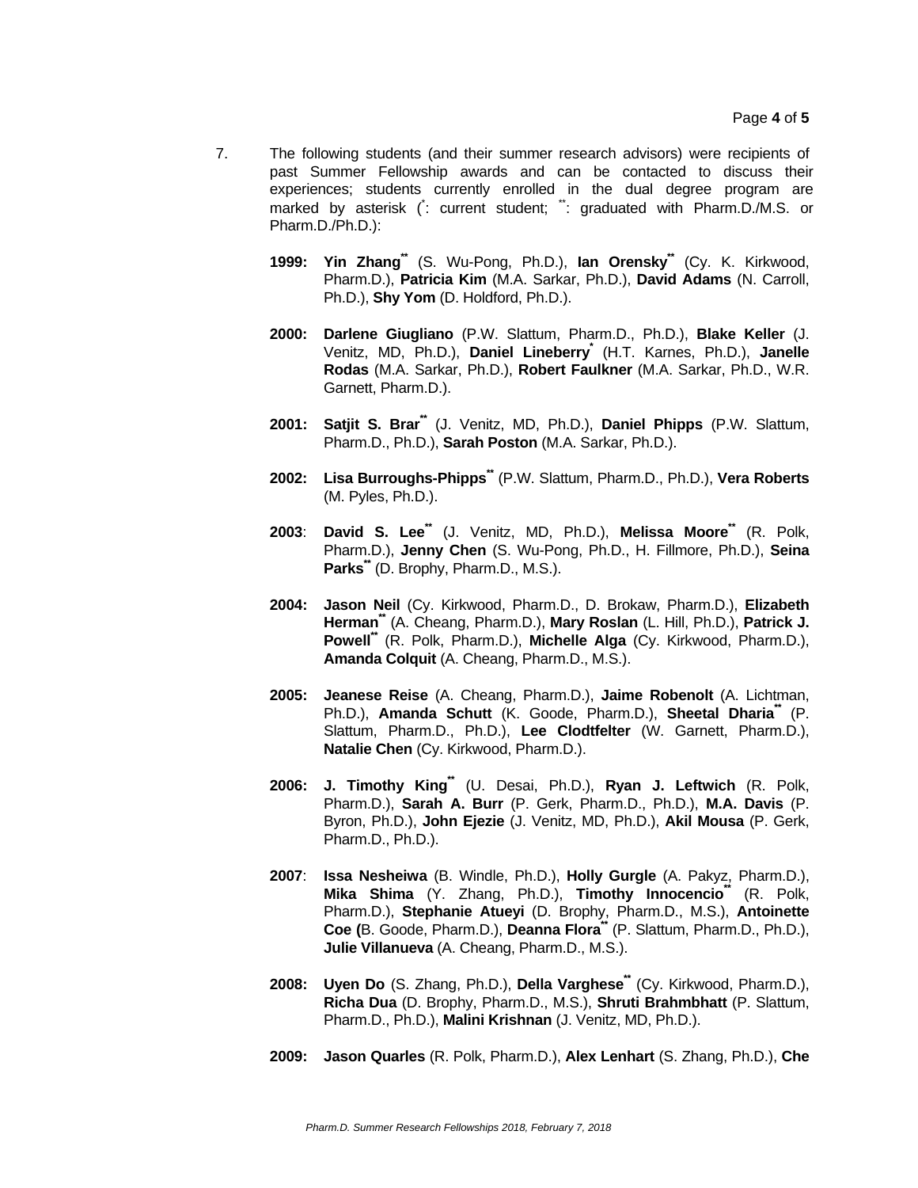7. The following students (and their summer research advisors) were recipients of past Summer Fellowship awards and can be contacted to discuss their experiences; students currently enrolled in the dual degree program are marked by asterisk (*: current student; **: graduated with Pharm.D./M.S. or Pharm.D./Ph.D.):

   **1999:** **Yin Zhang**** (S. Wu-Pong, Ph.D.), **Ian Orensky**** (Cy. K. Kirkwood, Pharm.D.), **Patricia Kim** (M.A. Sarkar, Ph.D.), **David Adams** (N. Carroll, Ph.D.), **Shy Yom** (D. Holdford, Ph.D.).

   **2000:** **Darlene Giugliano** (P.W. Slattum, Pharm.D., Ph.D.), **Blake Keller** (J. Venitz, MD, Ph.D.), **Daniel Lineberry*** (H.T. Karnes, Ph.D.), **Janelle Rodas** (M.A. Sarkar, Ph.D.), **Robert Faulkner** (M.A. Sarkar, Ph.D., W.R. Garnett, Pharm.D.).

   **2001:** **Satjit S. Brar**** (J. Venitz, MD, Ph.D.), **Daniel Phipps** (P.W. Slattum, Pharm.D., Ph.D.), **Sarah Poston** (M.A. Sarkar, Ph.D.).

   **2002:** **Lisa Burroughs-Phipps**** (P.W. Slattum, Pharm.D., Ph.D.), **Vera Roberts** (M. Pyles, Ph.D.).

   **2003**: **David S. Lee**** (J. Venitz, MD, Ph.D.), **Melissa Moore**** (R. Polk, Pharm.D.), **Jenny Chen** (S. Wu-Pong, Ph.D., H. Fillmore, Ph.D.), **Seina Parks**** (D. Brophy, Pharm.D., M.S.).

   **2004:** **Jason Neil** (Cy. Kirkwood, Pharm.D., D. Brokaw, Pharm.D.), **Elizabeth Herman**** (A. Cheang, Pharm.D.), **Mary Roslan** (L. Hill, Ph.D.), **Patrick J. Powell**** (R. Polk, Pharm.D.), **Michelle Alga** (Cy. Kirkwood, Pharm.D.), **Amanda Colquit** (A. Cheang, Pharm.D., M.S.).

   **2005:** **Jeanese Reise** (A. Cheang, Pharm.D.), **Jaime Robenolt** (A. Lichtman, Ph.D.), **Amanda Schutt** (K. Goode, Pharm.D.), **Sheetal Dharia**** (P. Slattum, Pharm.D., Ph.D.), **Lee Clodtfelter** (W. Garnett, Pharm.D.), **Natalie Chen** (Cy. Kirkwood, Pharm.D.).

   **2006:** **J. Timothy King**** (U. Desai, Ph.D.), **Ryan J. Leftwich** (R. Polk, Pharm.D.), **Sarah A. Burr** (P. Gerk, Pharm.D., Ph.D.), **M.A. Davis** (P. Byron, Ph.D.), **John Ejezie** (J. Venitz, MD, Ph.D.), **Akil Mousa** (P. Gerk, Pharm.D., Ph.D.).

   **2007**: **Issa Nesheiwa** (B. Windle, Ph.D.), **Holly Gurgle** (A. Pakyz, Pharm.D.), **Mika Shima** (Y. Zhang, Ph.D.), **Timothy Innocencio**** (R. Polk, Pharm.D.), **Stephanie Atueyi** (D. Brophy, Pharm.D., M.S.), **Antoinette Coe (**B. Goode, Pharm.D.), **Deanna Flora**** (P. Slattum, Pharm.D., Ph.D.), **Julie Villanueva** (A. Cheang, Pharm.D., M.S.).

   **2008:** **Uyen Do** (S. Zhang, Ph.D.), **Della Varghese**** (Cy. Kirkwood, Pharm.D.), **Richa Dua** (D. Brophy, Pharm.D., M.S.), **Shruti Brahmbhatt** (P. Slattum, Pharm.D., Ph.D.), **Malini Krishnan** (J. Venitz, MD, Ph.D.).

   **2009:** **Jason Quarles** (R. Polk, Pharm.D.), **Alex Lenhart** (S. Zhang, Ph.D.), **Che**

*Pharm.D. Summer Research Fellowships 2018, February 7, 2018*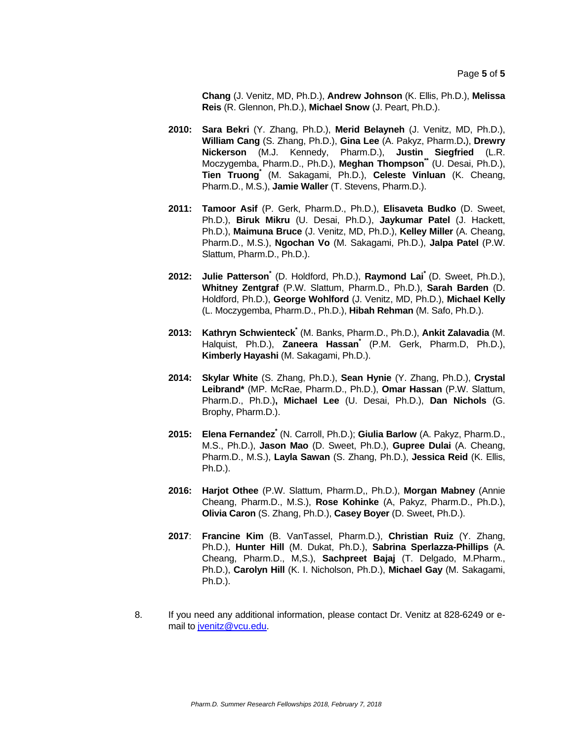**Chang** (J. Venitz, MD, Ph.D.), **Andrew Johnson** (K. Ellis, Ph.D.), **Melissa Reis** (R. Glennon, Ph.D.), **Michael Snow** (J. Peart, Ph.D.).

**2010:** **Sara Bekri** (Y. Zhang, Ph.D.), **Merid Belayneh** (J. Venitz, MD, Ph.D.), **William Cang** (S. Zhang, Ph.D.), **Gina Lee** (A. Pakyz, Pharm.D.), **Drewry Nickerson** (M.J. Kennedy, Pharm.D.), **Justin Siegfried** (L.R. Moczygemba, Pharm.D., Ph.D.), **Meghan Thompson**** (U. Desai, Ph.D.), **Tien Truong*** (M. Sakagami, Ph.D.), **Celeste Vinluan** (K. Cheang, Pharm.D., M.S.), **Jamie Waller** (T. Stevens, Pharm.D.).

**2011:** **Tamoor Asif** (P. Gerk, Pharm.D., Ph.D.), **Elisaveta Budko** (D. Sweet, Ph.D.), **Biruk Mikru** (U. Desai, Ph.D.), **Jaykumar Patel** (J. Hackett, Ph.D.), **Maimuna Bruce** (J. Venitz, MD, Ph.D.), **Kelley Miller** (A. Cheang, Pharm.D., M.S.), **Ngochan Vo** (M. Sakagami, Ph.D.), **Jalpa Patel** (P.W. Slattum, Pharm.D., Ph.D.).

**2012:** **Julie Patterson*** (D. Holdford, Ph.D.), **Raymond Lai*** (D. Sweet, Ph.D.), **Whitney Zentgraf** (P.W. Slattum, Pharm.D., Ph.D.), **Sarah Barden** (D. Holdford, Ph.D.), **George Wohlford** (J. Venitz, MD, Ph.D.), **Michael Kelly** (L. Moczygemba, Pharm.D., Ph.D.), **Hibah Rehman** (M. Safo, Ph.D.).

**2013:** **Kathryn Schwienteck*** (M. Banks, Pharm.D., Ph.D.), **Ankit Zalavadia** (M. Halquist, Ph.D.), **Zaneera Hassan*** (P.M. Gerk, Pharm.D, Ph.D.), **Kimberly Hayashi** (M. Sakagami, Ph.D.).

**2014:** **Skylar White** (S. Zhang, Ph.D.), **Sean Hynie** (Y. Zhang, Ph.D.), **Crystal Leibrand*** (MP. McRae, Pharm.D., Ph.D.), **Omar Hassan** (P.W. Slattum, Pharm.D., Ph.D.)**,** **Michael Lee** (U. Desai, Ph.D.), **Dan Nichols** (G. Brophy, Pharm.D.).

**2015:** **Elena Fernandez*** (N. Carroll, Ph.D.); **Giulia Barlow** (A. Pakyz, Pharm.D., M.S., Ph.D.), **Jason Mao** (D. Sweet, Ph.D.), **Gupree Dulai** (A. Cheang, Pharm.D., M.S.), **Layla Sawan** (S. Zhang, Ph.D.), **Jessica Reid** (K. Ellis, Ph.D.).

**2016:** **Harjot Othee** (P.W. Slattum, Pharm.D,, Ph.D.), **Morgan Mabney** (Annie Cheang, Pharm.D., M.S.), **Rose Kohinke** (A, Pakyz, Pharm.D., Ph.D.), **Olivia Caron** (S. Zhang, Ph.D.), **Casey Boyer** (D. Sweet, Ph.D.).

**2017**: **Francine Kim** (B. VanTassel, Pharm.D.), **Christian Ruiz** (Y. Zhang, Ph.D.), **Hunter Hill** (M. Dukat, Ph.D.), **Sabrina Sperlazza-Phillips** (A. Cheang, Pharm.D., M,S.), **Sachpreet Bajaj** (T. Delgado, M.Pharm., Ph.D.), **Carolyn Hill** (K. I. Nicholson, Ph.D.), **Michael Gay** (M. Sakagami, Ph.D.).

8. If you need any additional information, please contact Dr. Venitz at 828-6249 or e-mail to jvenitz@vcu.edu.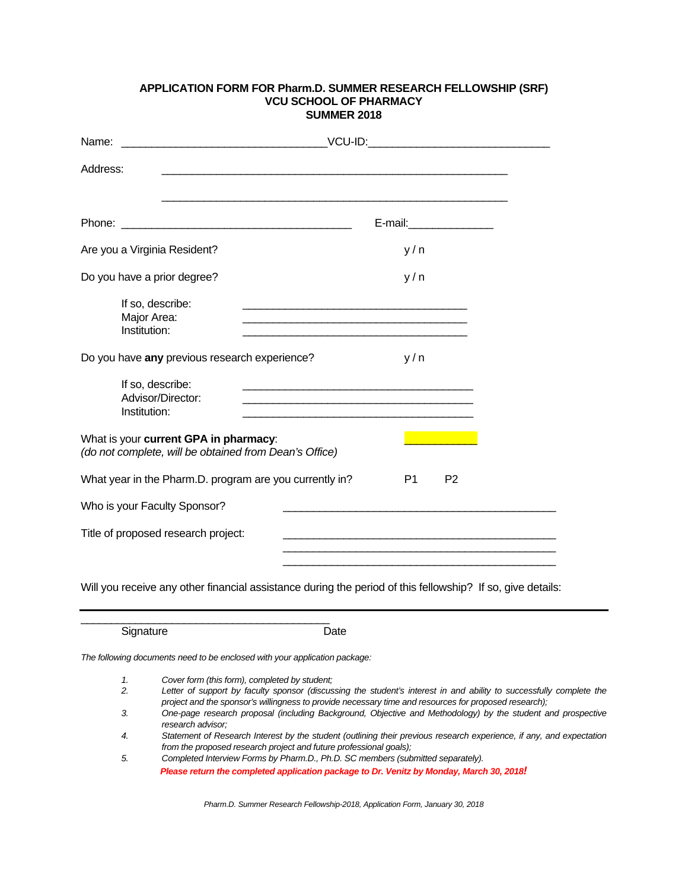**APPLICATION FORM FOR Pharm.D. SUMMER RESEARCH FELLOWSHIP (SRF)**
**VCU SCHOOL OF PHARMACY**
**SUMMER 2018**

Name: ________________________________VCU-ID:____________________________

Address: ______________________________________________________

______________________________________________________

Phone: ____________________________________ E-mail:_____________

Are you a Virginia Resident? y / n

Do you have a prior degree? y / n

If so, describe: ___________________________________
Major Area: ___________________________________
Institution: ___________________________________

Do you have **any** previous research experience? y / n

If so, describe: ___________________________________
Advisor/Director: ___________________________________
Institution: ___________________________________

What is your **current GPA in pharmacy**: ___________
*(do not complete, will be obtained from Dean's Office)*

What year in the Pharm.D. program are you currently in? P1 P2

Who is your Faculty Sponsor? __________________________________________

Title of proposed research project: __________________________________________
__________________________________________
__________________________________________

Will you receive any other financial assistance during the period of this fellowship? If so, give details:

---

________________________________________
Signature Date

*The following documents need to be enclosed with your application package:*

1. *Cover form (this form), completed by student;*
2. *Letter of support by faculty sponsor (discussing the student's interest in and ability to successfully complete the project and the sponsor's willingness to provide necessary time and resources for proposed research);*
3. *One-page research proposal (including Background, Objective and Methodology) by the student and prospective research advisor;*
4. *Statement of Research Interest by the student (outlining their previous research experience, if any, and expectation from the proposed research project and future professional goals);*
5. *Completed Interview Forms by Pharm.D., Ph.D. SC members (submitted separately).*

***Please return the completed application package to Dr. Venitz by Monday, March 30, 2018!***

*Pharm.D. Summer Research Fellowship-2018, Application Form, January 30, 2018*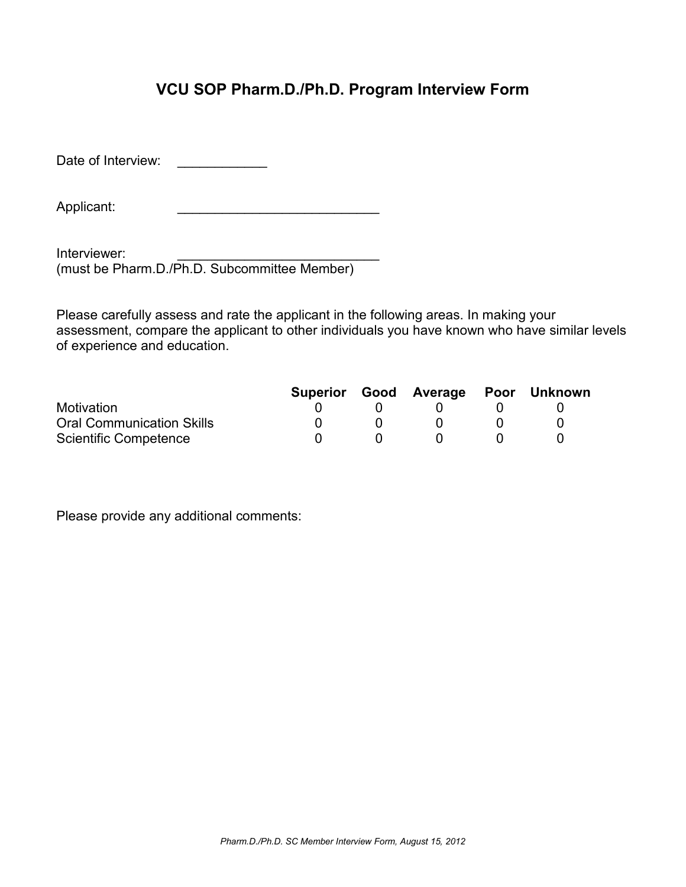# VCU SOP Pharm.D./Ph.D. Program Interview Form

Date of Interview: ____________

Applicant: ____________________________

Interviewer: ____________________________
(must be Pharm.D./Ph.D. Subcommittee Member)

Please carefully assess and rate the applicant in the following areas. In making your assessment, compare the applicant to other individuals you have known who have similar levels of experience and education.

| | Superior | Good | Average | Poor | Unknown |
|---|---|---|---|---|---|
| Motivation | 0 | 0 | 0 | 0 | 0 |
| Oral Communication Skills | 0 | 0 | 0 | 0 | 0 |
| Scientific Competence | 0 | 0 | 0 | 0 | 0 |

Please provide any additional comments:

*Pharm.D./Ph.D. SC Member Interview Form, August 15, 2012*